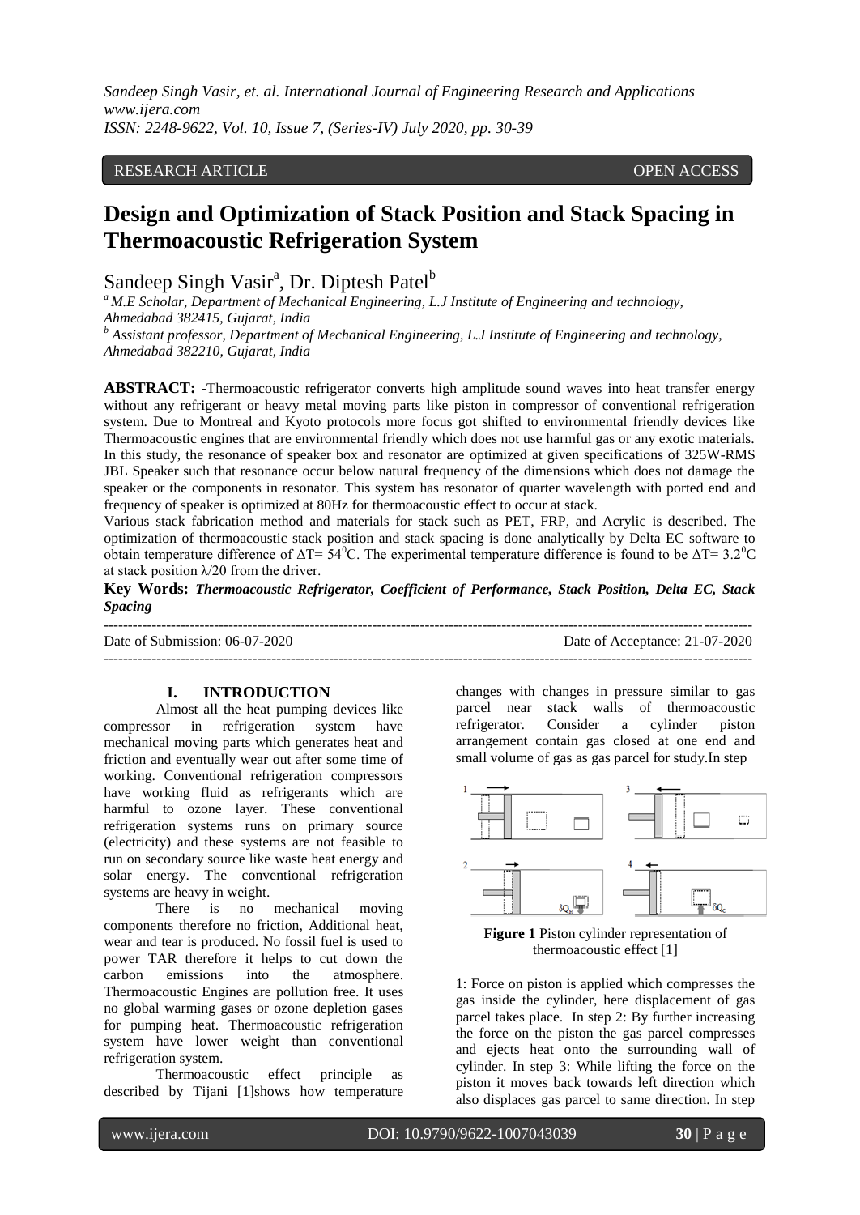RESEARCH ARTICLE OPEN ACCESS

# Design and Optimization of Stack Position and Stack Spacing in Thermoacoustic Refrigeration System

Sandeep Singh Vasir[a], Dr. Diptesh Patel[b]

[a] *M.E Scholar, Department of Mechanical Engineering, L.J Institute of Engineering and technology, Ahmedabad 382415, Gujarat, India*

[b] *Assistant professor, Department of Mechanical Engineering, L.J Institute of Engineering and technology, Ahmedabad 382210, Gujarat, India*

**ABSTRACT:** -Thermoacoustic refrigerator converts high amplitude sound waves into heat transfer energy without any refrigerant or heavy metal moving parts like piston in compressor of conventional refrigeration system. Due to Montreal and Kyoto protocols more focus got shifted to environmental friendly devices like Thermoacoustic engines that are environmental friendly which does not use harmful gas or any exotic materials. In this study, the resonance of speaker box and resonator are optimized at given specifications of 325W-RMS JBL Speaker such that resonance occur below natural frequency of the dimensions which does not damage the speaker or the components in resonator. This system has resonator of quarter wavelength with ported end and frequency of speaker is optimized at 80Hz for thermoacoustic effect to occur at stack.

Various stack fabrication method and materials for stack such as PET, FRP, and Acrylic is described. The optimization of thermoacoustic stack position and stack spacing is done analytically by Delta EC software to obtain temperature difference of $\Delta T = 54^0C$. The experimental temperature difference is found to be $\Delta T = 3.2^0C$ at stack position $\lambda/20$ from the driver.

**Key Words:** ***Thermoacoustic Refrigerator, Coefficient of Performance, Stack Position, Delta EC, Stack Spacing***

Date of Submission: 06-07-2020 Date of Acceptance: 21-07-2020

## I. INTRODUCTION

Almost all the heat pumping devices like compressor in refrigeration system have mechanical moving parts which generates heat and friction and eventually wear out after some time of working. Conventional refrigeration compressors have working fluid as refrigerants which are harmful to ozone layer. These conventional refrigeration systems runs on primary source (electricity) and these systems are not feasible to run on secondary source like waste heat energy and solar energy. The conventional refrigeration systems are heavy in weight.

There is no mechanical moving components therefore no friction, Additional heat, wear and tear is produced. No fossil fuel is used to power TAR therefore it helps to cut down the carbon emissions into the atmosphere. Thermoacoustic Engines are pollution free. It uses no global warming gases or ozone depletion gases for pumping heat. Thermoacoustic refrigeration system have lower weight than conventional refrigeration system.

Thermoacoustic effect principle as described by Tijani [1]shows how temperature changes with changes in pressure similar to gas parcel near stack walls of thermoacoustic refrigerator. Consider a cylinder piston arrangement contain gas closed at one end and small volume of gas as gas parcel for study.In step

**Figure 1** Piston cylinder representation of thermoacoustic effect [1]

1: Force on piston is applied which compresses the gas inside the cylinder, here displacement of gas parcel takes place. In step 2: By further increasing the force on the piston the gas parcel compresses and ejects heat onto the surrounding wall of cylinder. In step 3: While lifting the force on the piston it moves back towards left direction which also displaces gas parcel to same direction. In step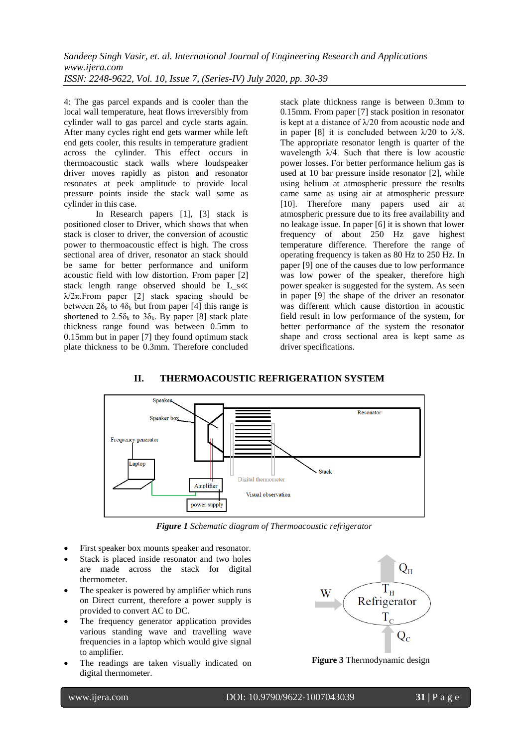4: The gas parcel expands and is cooler than the local wall temperature, heat flows irreversibly from cylinder wall to gas parcel and cycle starts again. After many cycles right end gets warmer while left end gets cooler, this results in temperature gradient across the cylinder. This effect occurs in thermoacoustic stack walls where loudspeaker driver moves rapidly as piston and resonator resonates at peek amplitude to provide local pressure points inside the stack wall same as cylinder in this case.

In Research papers [1], [3] stack is positioned closer to Driver, which shows that when stack is closer to driver, the conversion of acoustic power to thermoacoustic effect is high. The cross sectional area of driver, resonator an stack should be same for better performance and uniform acoustic field with low distortion. From paper [2] stack length range observed should be $L_s \ll \lambda/2\pi$.From paper [2] stack spacing should be between $2\delta_k$ to $4\delta_k$ but from paper [4] this range is shortened to $2.5\delta_k$ to $3\delta_k$. By paper [8] stack plate thickness range found was between 0.5mm to 0.15mm but in paper [7] they found optimum stack plate thickness to be 0.3mm. Therefore concluded stack plate thickness range is between 0.3mm to 0.15mm. From paper [7] stack position in resonator is kept at a distance of $\lambda/20$ from acoustic node and in paper [8] it is concluded between $\lambda/20$ to $\lambda/8$. The appropriate resonator length is quarter of the wavelength $\lambda/4$. Such that there is low acoustic power losses. For better performance helium gas is used at 10 bar pressure inside resonator [2], while using helium at atmospheric pressure the results came same as using air at atmospheric pressure [10]. Therefore many papers used air at atmospheric pressure due to its free availability and no leakage issue. In paper [6] it is shown that lower frequency of about 250 Hz gave highest temperature difference. Therefore the range of operating frequency is taken as 80 Hz to 250 Hz. In paper [9] one of the causes due to low performance was low power of the speaker, therefore high power speaker is suggested for the system. As seen in paper [9] the shape of the driver an resonator was different which cause distortion in acoustic field result in low performance of the system, for better performance of the system the resonator shape and cross sectional area is kept same as driver specifications.

## II. THERMOACOUSTIC REFRIGERATION SYSTEM

***Figure 1*** *Schematic diagram of Thermoacoustic refrigerator*

- First speaker box mounts speaker and resonator.
- Stack is placed inside resonator and two holes are made across the stack for digital thermometer.
- The speaker is powered by amplifier which runs on Direct current, therefore a power supply is provided to convert AC to DC.
- The frequency generator application provides various standing wave and travelling wave frequencies in a laptop which would give signal to amplifier.
- The readings are taken visually indicated on digital thermometer.

**Figure 3** Thermodynamic design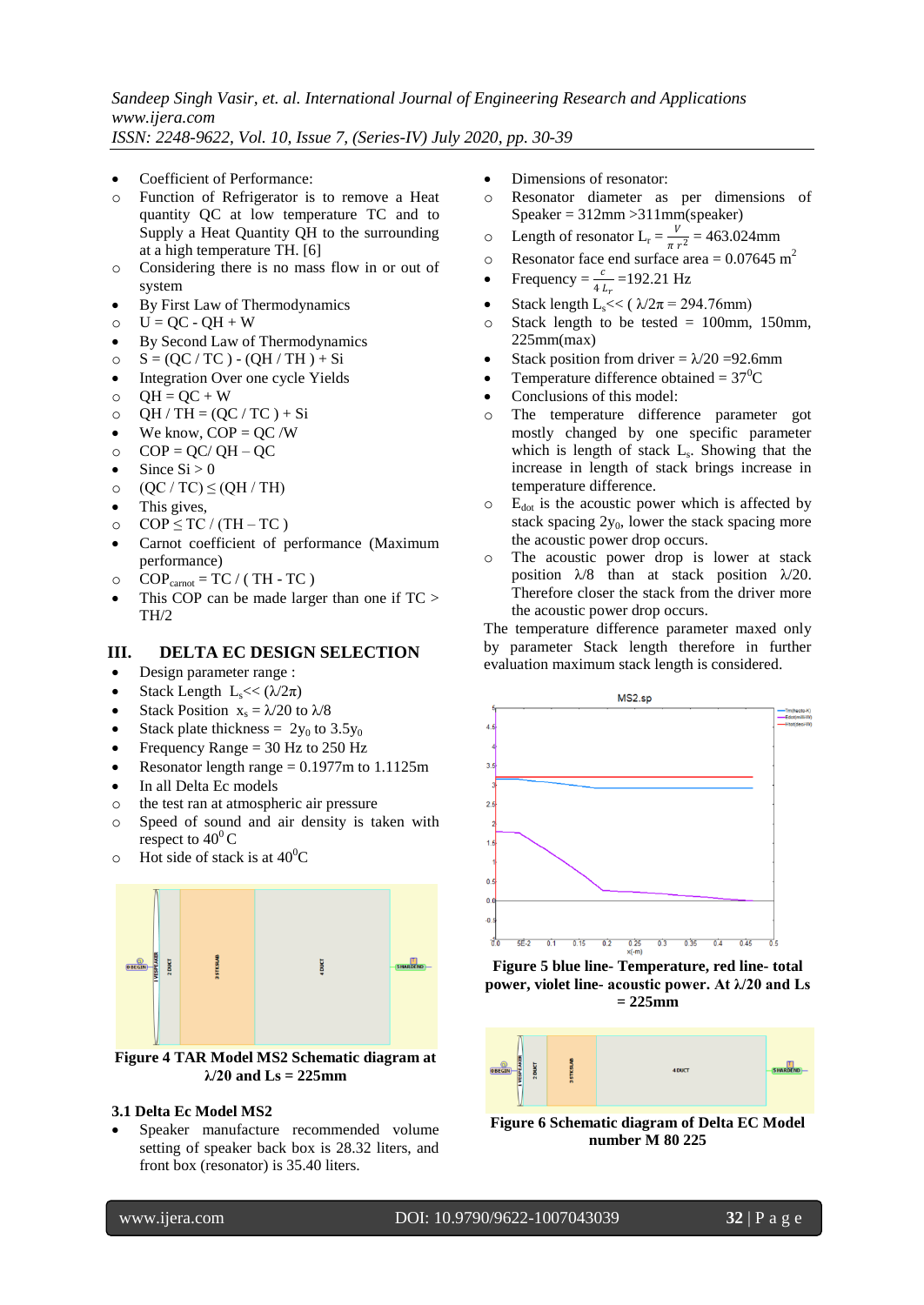- Coefficient of Performance:
  - Function of Refrigerator is to remove a Heat quantity QC at low temperature TC and to Supply a Heat Quantity QH to the surrounding at a high temperature TH. [6]
  - Considering there is no mass flow in or out of system
- By First Law of Thermodynamics
  - U = QC - QH + W
- By Second Law of Thermodynamics
  - S = (QC / TC ) - (QH / TH ) + Si
- Integration Over one cycle Yields
  - QH = QC + W
  - QH / TH = (QC / TC ) + Si
- We know, COP = QC /W
  - COP = QC/ QH – QC
- Since Si > 0
  - (QC / TC) ≤ (QH / TH)
- This gives,
  - COP ≤ TC / (TH – TC )
- Carnot coefficient of performance (Maximum performance)
  - $COP_{carnot}$ = TC / ( TH - TC )
- This COP can be made larger than one if TC > TH/2

## III. DELTA EC DESIGN SELECTION

- Design parameter range :
- Stack Length $L_s << (\lambda/2\pi)$
- Stack Position $x_s = \lambda/20$ to $\lambda/8$
- Stack plate thickness = $2y_0$ to $3.5y_0$
- Frequency Range = 30 Hz to 250 Hz
- Resonator length range = 0.1977m to 1.1125m
- In all Delta Ec models
  - the test ran at atmospheric air pressure
  - Speed of sound and air density is taken with respect to $40^0$ C
  - Hot side of stack is at $40^0$C

**Figure 4 TAR Model MS2 Schematic diagram at λ/20 and Ls = 225mm**

### 3.1 Delta Ec Model MS2

- Speaker manufacture recommended volume setting of speaker back box is 28.32 liters, and front box (resonator) is 35.40 liters.
- Dimensions of resonator:
  - Resonator diameter as per dimensions of Speaker = 312mm >311mm(speaker)
  - Length of resonator $L_r = \frac{V}{\pi r^2}$ = 463.024mm
  - Resonator face end surface area = 0.07645 $m^2$
- Frequency = $\frac{c}{4\,L_r}$ =192.21 Hz
- Stack length $L_s << ( \lambda/2\pi = 294.76\text{mm})$
  - Stack length to be tested = 100mm, 150mm, 225mm(max)
- Stack position from driver = $\lambda/20$ =92.6mm
- Temperature difference obtained = $37^0$C
- Conclusions of this model:
  - The temperature difference parameter got mostly changed by one specific parameter which is length of stack $L_s$. Showing that the increase in length of stack brings increase in temperature difference.
  - $E_{dot}$ is the acoustic power which is affected by stack spacing $2y_0$, lower the stack spacing more the acoustic power drop occurs.
  - The acoustic power drop is lower at stack position λ/8 than at stack position λ/20. Therefore closer the stack from the driver more the acoustic power drop occurs.

The temperature difference parameter maxed only by parameter Stack length therefore in further evaluation maximum stack length is considered.

**Figure 5 blue line- Temperature, red line- total power, violet line- acoustic power. At λ/20 and Ls = 225mm**

**Figure 6 Schematic diagram of Delta EC Model number M 80 225**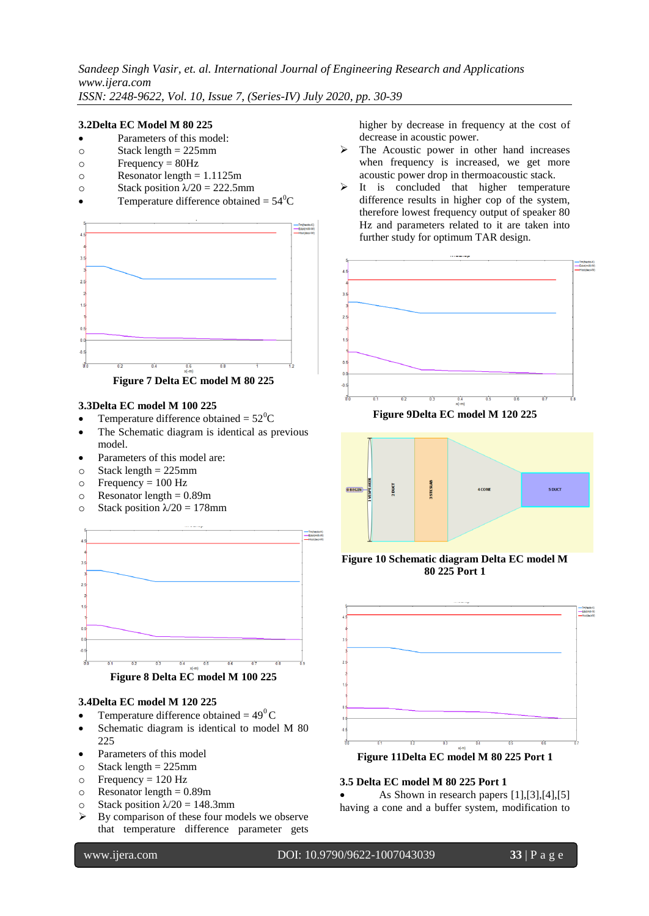### 3.2Delta EC Model M 80 225

- Parameters of this model:
  - Stack length = 225mm
  - Frequency = 80Hz
  - Resonator length = 1.1125m
  - Stack position $\lambda/20$ = 222.5mm
- Temperature difference obtained = $54^0$C

**Figure 7 Delta EC model M 80 225**

### 3.3Delta EC model M 100 225

- Temperature difference obtained = $52^0$C
- The Schematic diagram is identical as previous model.
- Parameters of this model are:
  - Stack length = 225mm
  - Frequency = 100 Hz
  - Resonator length = 0.89m
  - Stack position $\lambda/20$ = 178mm

**Figure 8 Delta EC model M 100 225**

### 3.4Delta EC model M 120 225

- Temperature difference obtained = $49^0$ C
- Schematic diagram is identical to model M 80 225
- Parameters of this model
  - Stack length = 225mm
  - Frequency = 120 Hz
  - Resonator length = 0.89m
  - Stack position $\lambda/20$ = 148.3mm

➢ By comparison of these four models we observe that temperature difference parameter gets higher by decrease in frequency at the cost of decrease in acoustic power.

➢ The Acoustic power in other hand increases when frequency is increased, we get more acoustic power drop in thermoacoustic stack.

➢ It is concluded that higher temperature difference results in higher cop of the system, therefore lowest frequency output of speaker 80 Hz and parameters related to it are taken into further study for optimum TAR design.

**Figure 9Delta EC model M 120 225**

**Figure 10 Schematic diagram Delta EC model M 80 225 Port 1**

**Figure 11Delta EC model M 80 225 Port 1**

### 3.5 Delta EC model M 80 225 Port 1

- As Shown in research papers [1],[3],[4],[5] having a cone and a buffer system, modification to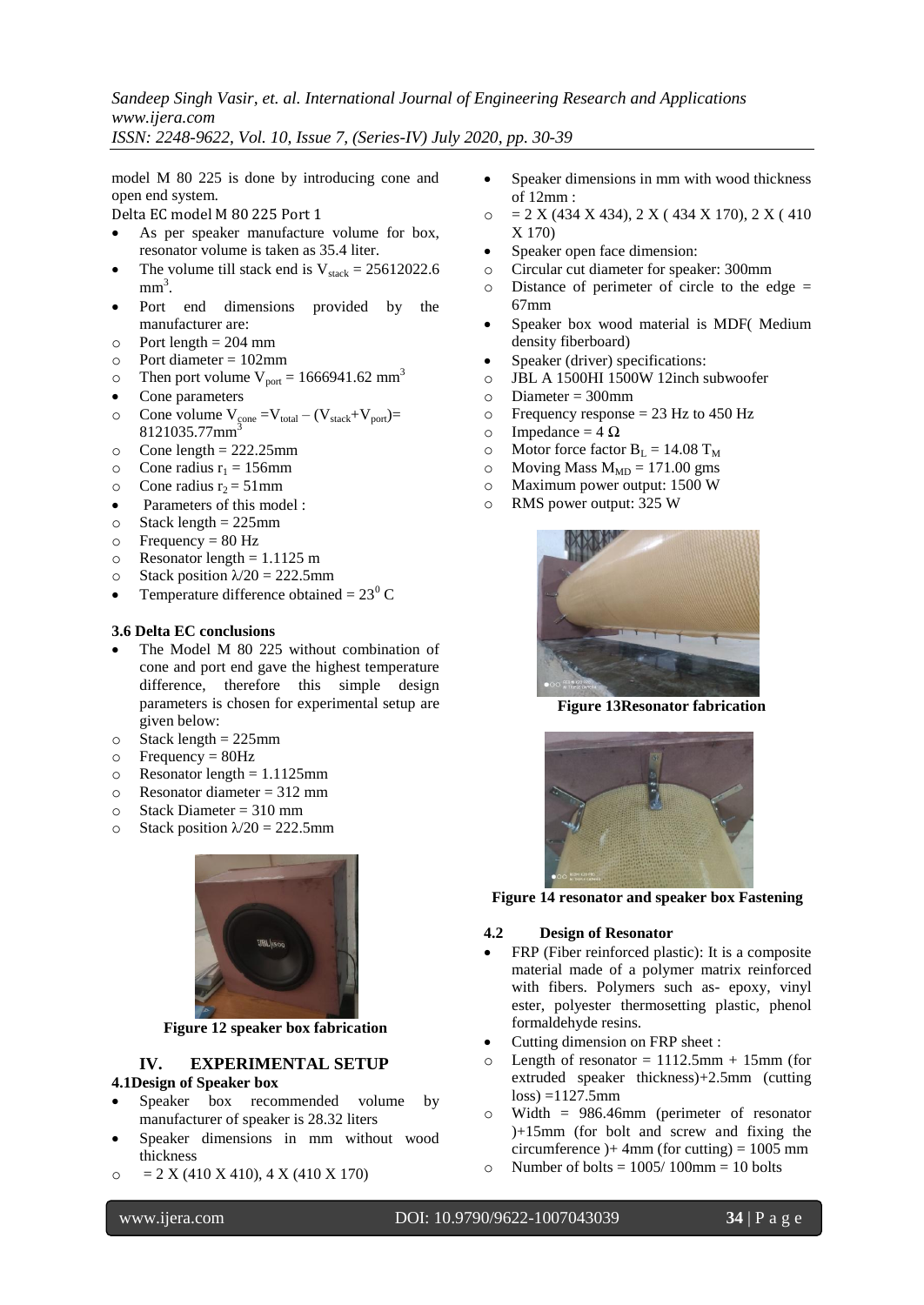model M 80 225 is done by introducing cone and open end system.

Delta EC model M 80 225 Port 1

- As per speaker manufacture volume for box, resonator volume is taken as 35.4 liter.
- The volume till stack end is $V_{stack}$ = 25612022.6 $mm^3$.
- Port end dimensions provided by the manufacturer are:
  - Port length = 204 mm
  - Port diameter = 102mm
  - Then port volume $V_{port}$ = 1666941.62 $mm^3$
- Cone parameters
  - Cone volume $V_{cone} = V_{total} - (V_{stack}+V_{port})$= 8121035.77$mm^3$
  - Cone length = 222.25mm
  - Cone radius $r_1$ = 156mm
  - Cone radius $r_2$ = 51mm
- Parameters of this model :
  - Stack length = 225mm
  - Frequency = 80 Hz
  - Resonator length = 1.1125 m
  - Stack position $\lambda/20$ = 222.5mm
- Temperature difference obtained = $23^0$ C

### 3.6 Delta EC conclusions

- The Model M 80 225 without combination of cone and port end gave the highest temperature difference, therefore this simple design parameters is chosen for experimental setup are given below:
  - Stack length = 225mm
  - Frequency = 80Hz
  - Resonator length = 1.1125mm
  - Resonator diameter = 312 mm
  - Stack Diameter = 310 mm
  - Stack position $\lambda/20$ = 222.5mm

**Figure 12 speaker box fabrication**

## IV. EXPERIMENTAL SETUP

### 4.1Design of Speaker box

- Speaker box recommended volume by manufacturer of speaker is 28.32 liters
- Speaker dimensions in mm without wood thickness
  - = 2 X (410 X 410), 4 X (410 X 170)
- Speaker dimensions in mm with wood thickness of 12mm :
  - = 2 X (434 X 434), 2 X ( 434 X 170), 2 X ( 410 X 170)
- Speaker open face dimension:
  - Circular cut diameter for speaker: 300mm
  - Distance of perimeter of circle to the edge = 67mm
- Speaker box wood material is MDF( Medium density fiberboard)
- Speaker (driver) specifications:
  - JBL A 1500HI 1500W 12inch subwoofer
  - Diameter = 300mm
  - Frequency response = 23 Hz to 450 Hz
  - Impedance = 4 Ω
  - Motor force factor $B_L$ = 14.08 $T_M$
  - Moving Mass $M_{MD}$ = 171.00 gms
  - Maximum power output: 1500 W
  - RMS power output: 325 W

**Figure 13Resonator fabrication**

**Figure 14 resonator and speaker box Fastening**

### 4.2 Design of Resonator

- FRP (Fiber reinforced plastic): It is a composite material made of a polymer matrix reinforced with fibers. Polymers such as- epoxy, vinyl ester, polyester thermosetting plastic, phenol formaldehyde resins.
- Cutting dimension on FRP sheet :
  - Length of resonator = 1112.5mm + 15mm (for extruded speaker thickness)+2.5mm (cutting loss) =1127.5mm
  - Width = 986.46mm (perimeter of resonator )+15mm (for bolt and screw and fixing the circumference )+ 4mm (for cutting) = 1005 mm
  - Number of bolts = 1005/ 100mm = 10 bolts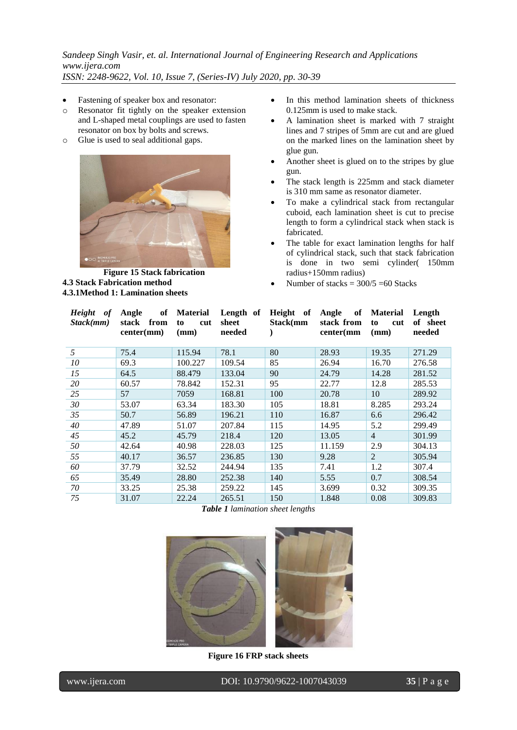- Fastening of speaker box and resonator:
  - Resonator fit tightly on the speaker extension and L-shaped metal couplings are used to fasten resonator on box by bolts and screws.
  - Glue is used to seal additional gaps.

**Figure 15 Stack fabrication**

### 4.3 Stack Fabrication method

#### 4.3.1Method 1: Lamination sheets

- In this method lamination sheets of thickness 0.125mm is used to make stack.
- A lamination sheet is marked with 7 straight lines and 7 stripes of 5mm are cut and are glued on the marked lines on the lamination sheet by glue gun.
- Another sheet is glued on to the stripes by glue gun.
- The stack length is 225mm and stack diameter is 310 mm same as resonator diameter.
- To make a cylindrical stack from rectangular cuboid, each lamination sheet is cut to precise length to form a cylindrical stack when stack is fabricated.
- The table for exact lamination lengths for half of cylindrical stack, such that stack fabrication is done in two semi cylinder( 150mm radius+150mm radius)
- Number of stacks = 300/5 =60 Stacks

| *Height of Stack(mm)* | **Angle of stack from center(mm)** | **Material to cut (mm)** | **Length of sheet needed** | **Height of Stack(mm)** | **Angle of stack from center(mm** | **Material to cut (mm)** | **Length of sheet needed** |
|---|---|---|---|---|---|---|---|
| *5* | 75.4 | 115.94 | 78.1 | 80 | 28.93 | 19.35 | 271.29 |
| *10* | 69.3 | 100.227 | 109.54 | 85 | 26.94 | 16.70 | 276.58 |
| *15* | 64.5 | 88.479 | 133.04 | 90 | 24.79 | 14.28 | 281.52 |
| *20* | 60.57 | 78.842 | 152.31 | 95 | 22.77 | 12.8 | 285.53 |
| *25* | 57 | 7059 | 168.81 | 100 | 20.78 | 10 | 289.92 |
| *30* | 53.07 | 63.34 | 183.30 | 105 | 18.81 | 8.285 | 293.24 |
| *35* | 50.7 | 56.89 | 196.21 | 110 | 16.87 | 6.6 | 296.42 |
| *40* | 47.89 | 51.07 | 207.84 | 115 | 14.95 | 5.2 | 299.49 |
| *45* | 45.2 | 45.79 | 218.4 | 120 | 13.05 | 4 | 301.99 |
| *50* | 42.64 | 40.98 | 228.03 | 125 | 11.159 | 2.9 | 304.13 |
| *55* | 40.17 | 36.57 | 236.85 | 130 | 9.28 | 2 | 305.94 |
| *60* | 37.79 | 32.52 | 244.94 | 135 | 7.41 | 1.2 | 307.4 |
| *65* | 35.49 | 28.80 | 252.38 | 140 | 5.55 | 0.7 | 308.54 |
| *70* | 33.25 | 25.38 | 259.22 | 145 | 3.699 | 0.32 | 309.35 |
| *75* | 31.07 | 22.24 | 265.51 | 150 | 1.848 | 0.08 | 309.83 |

***Table 1*** *lamination sheet lengths*

**Figure 16 FRP stack sheets**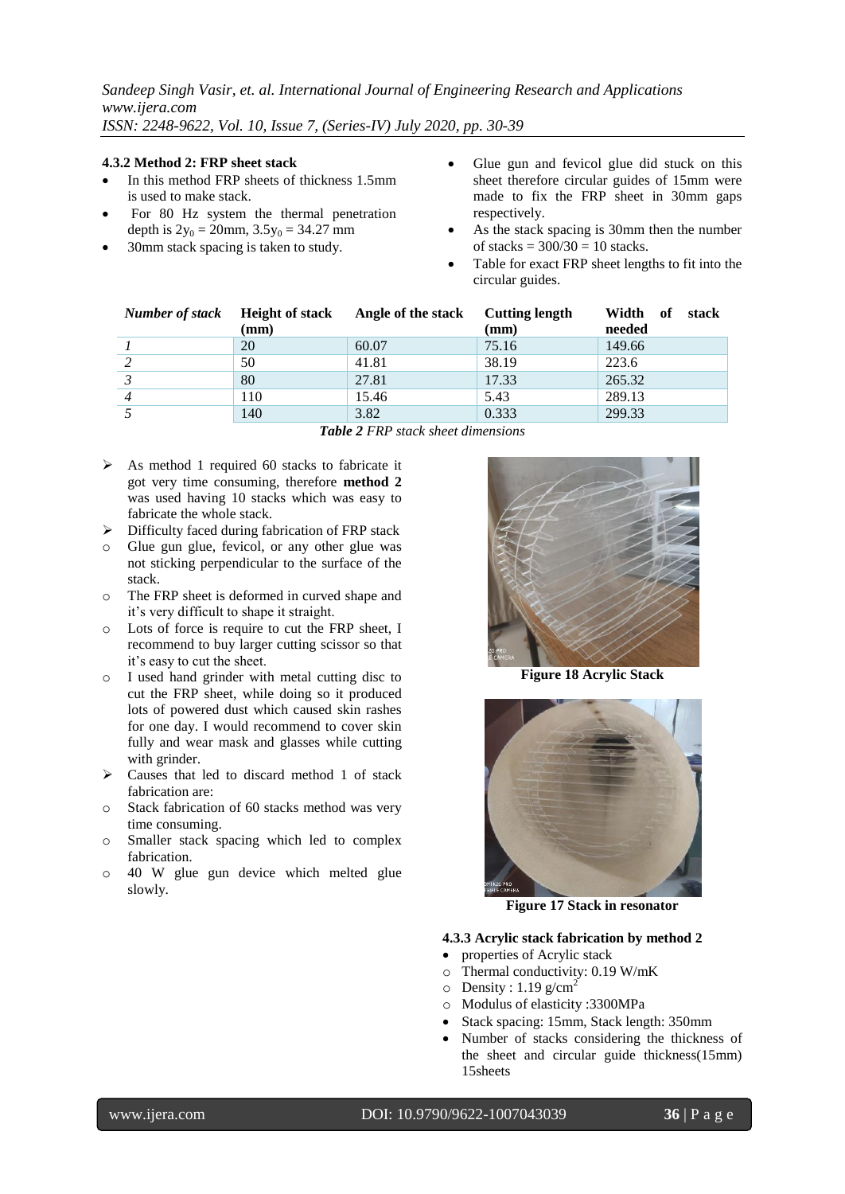#### 4.3.2 Method 2: FRP sheet stack

- In this method FRP sheets of thickness 1.5mm is used to make stack.
- For 80 Hz system the thermal penetration depth is $2y_0 = 20$mm, $3.5y_0 = 34.27$ mm
- 30mm stack spacing is taken to study.
- Glue gun and fevicol glue did stuck on this sheet therefore circular guides of 15mm were made to fix the FRP sheet in 30mm gaps respectively.
- As the stack spacing is 30mm then the number of stacks = 300/30 = 10 stacks.
- Table for exact FRP sheet lengths to fit into the circular guides.

| *Number of stack* | Height of stack (mm) | Angle of the stack | Cutting length (mm) | Width of stack needed |
|---|---|---|---|---|
| *1* | 20 | 60.07 | 75.16 | 149.66 |
| *2* | 50 | 41.81 | 38.19 | 223.6 |
| *3* | 80 | 27.81 | 17.33 | 265.32 |
| *4* | 110 | 15.46 | 5.43 | 289.13 |
| *5* | 140 | 3.82 | 0.333 | 299.33 |

***Table 2** FRP stack sheet dimensions*

- As method 1 required 60 stacks to fabricate it got very time consuming, therefore **method 2** was used having 10 stacks which was easy to fabricate the whole stack.
- Difficulty faced during fabrication of FRP stack
  - Glue gun glue, fevicol, or any other glue was not sticking perpendicular to the surface of the stack.
  - The FRP sheet is deformed in curved shape and it's very difficult to shape it straight.
  - Lots of force is require to cut the FRP sheet, I recommend to buy larger cutting scissor so that it's easy to cut the sheet.
  - I used hand grinder with metal cutting disc to cut the FRP sheet, while doing so it produced lots of powered dust which caused skin rashes for one day. I would recommend to cover skin fully and wear mask and glasses while cutting with grinder.
- Causes that led to discard method 1 of stack fabrication are:
  - Stack fabrication of 60 stacks method was very time consuming.
  - Smaller stack spacing which led to complex fabrication.
  - 40 W glue gun device which melted glue slowly.

**Figure 18 Acrylic Stack**

**Figure 17 Stack in resonator**

#### 4.3.3 Acrylic stack fabrication by method 2

- properties of Acrylic stack
  - Thermal conductivity: 0.19 W/mK
  - Density : 1.19 g/cm$^2$
  - Modulus of elasticity :3300MPa
- Stack spacing: 15mm, Stack length: 350mm
- Number of stacks considering the thickness of the sheet and circular guide thickness(15mm) 15sheets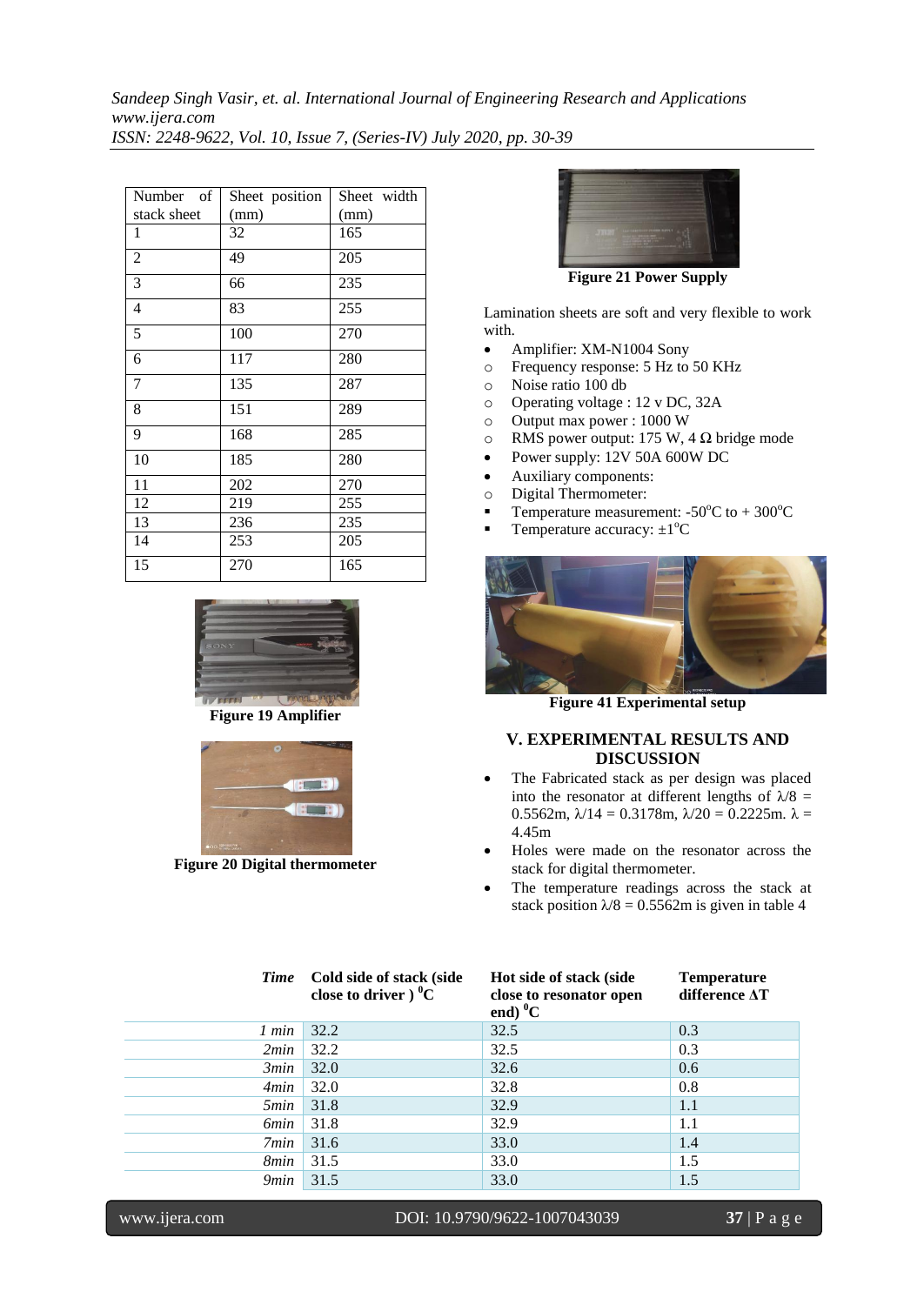| Number of stack sheet | Sheet position (mm) | Sheet width (mm) |
|---|---|---|
| 1 | 32 | 165 |
| 2 | 49 | 205 |
| 3 | 66 | 235 |
| 4 | 83 | 255 |
| 5 | 100 | 270 |
| 6 | 117 | 280 |
| 7 | 135 | 287 |
| 8 | 151 | 289 |
| 9 | 168 | 285 |
| 10 | 185 | 280 |
| 11 | 202 | 270 |
| 12 | 219 | 255 |
| 13 | 236 | 235 |
| 14 | 253 | 205 |
| 15 | 270 | 165 |

**Figure 19 Amplifier**

**Figure 20 Digital thermometer**

**Figure 21 Power Supply**

Lamination sheets are soft and very flexible to work with.

- Amplifier: XM-N1004 Sony
  - Frequency response: 5 Hz to 50 KHz
  - Noise ratio 100 db
  - Operating voltage : 12 v DC, 32A
  - Output max power : 1000 W
  - RMS power output: 175 W, 4 Ω bridge mode
- Power supply: 12V 50A 600W DC
- Auxiliary components:
  - Digital Thermometer:
    - Temperature measurement: -50$^{o}$C to + 300$^{o}$C
    - Temperature accuracy: ±1$^{o}$C

**Figure 41 Experimental setup**

## V. EXPERIMENTAL RESULTS AND DISCUSSION

- The Fabricated stack as per design was placed into the resonator at different lengths of $\lambda/8$ = 0.5562m, $\lambda/14$ = 0.3178m, $\lambda/20$ = 0.2225m. $\lambda$ = 4.45m
- Holes were made on the resonator across the stack for digital thermometer.
- The temperature readings across the stack at stack position $\lambda/8$ = 0.5562m is given in table 4

| *Time* | Cold side of stack (side close to driver ) $^{0}$C | Hot side of stack (side close to resonator open end) $^{0}$C | Temperature difference ΔT |
|---|---|---|---|
| *1 min* | 32.2 | 32.5 | 0.3 |
| *2min* | 32.2 | 32.5 | 0.3 |
| *3min* | 32.0 | 32.6 | 0.6 |
| *4min* | 32.0 | 32.8 | 0.8 |
| *5min* | 31.8 | 32.9 | 1.1 |
| *6min* | 31.8 | 32.9 | 1.1 |
| *7min* | 31.6 | 33.0 | 1.4 |
| *8min* | 31.5 | 33.0 | 1.5 |
| *9min* | 31.5 | 33.0 | 1.5 |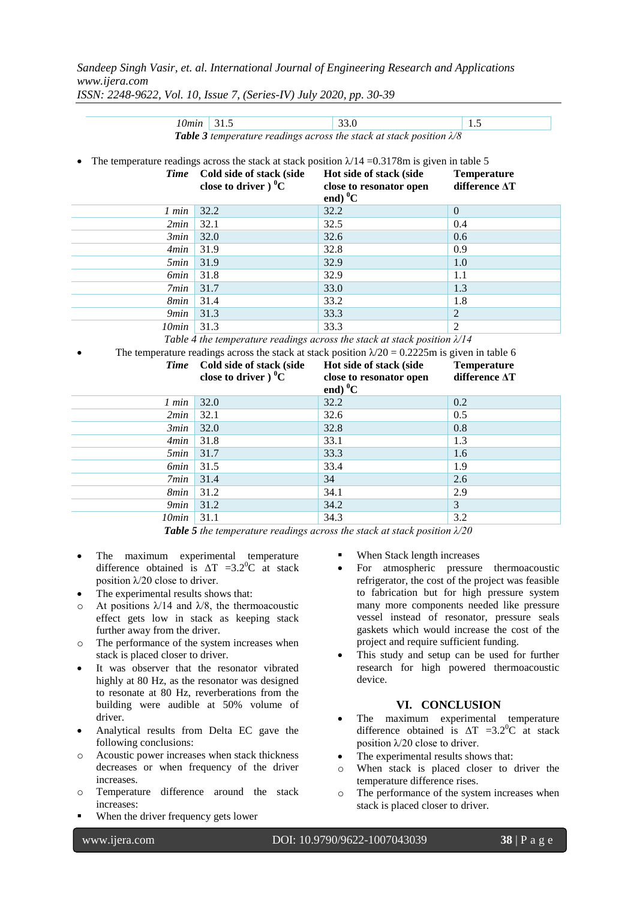| *10min* | 31.5 | 33.0 | 1.5 |
|---|---|---|---|

***Table 3*** *temperature readings across the stack at stack position λ/8*

- The temperature readings across the stack at stack position λ/14 =0.3178m is given in table 5

| *Time* | Cold side of stack (side close to driver ) $^0$C | Hot side of stack (side close to resonator open end) $^0$C | Temperature difference ΔT |
|---|---|---|---|
| *1 min* | 32.2 | 32.2 | 0 |
| *2min* | 32.1 | 32.5 | 0.4 |
| *3min* | 32.0 | 32.6 | 0.6 |
| *4min* | 31.9 | 32.8 | 0.9 |
| *5min* | 31.9 | 32.9 | 1.0 |
| *6min* | 31.8 | 32.9 | 1.1 |
| *7min* | 31.7 | 33.0 | 1.3 |
| *8min* | 31.4 | 33.2 | 1.8 |
| *9min* | 31.3 | 33.3 | 2 |
| *10min* | 31.3 | 33.3 | 2 |

*Table 4 the temperature readings across the stack at stack position λ/14*

- The temperature readings across the stack at stack position λ/20 = 0.2225m is given in table 6

| *Time* | Cold side of stack (side close to driver ) $^0$C | Hot side of stack (side close to resonator open end) $^0$C | Temperature difference ΔT |
|---|---|---|---|
| *1 min* | 32.0 | 32.2 | 0.2 |
| *2min* | 32.1 | 32.6 | 0.5 |
| *3min* | 32.0 | 32.8 | 0.8 |
| *4min* | 31.8 | 33.1 | 1.3 |
| *5min* | 31.7 | 33.3 | 1.6 |
| *6min* | 31.5 | 33.4 | 1.9 |
| *7min* | 31.4 | 34 | 2.6 |
| *8min* | 31.2 | 34.1 | 2.9 |
| *9min* | 31.2 | 34.2 | 3 |
| *10min* | 31.1 | 34.3 | 3.2 |

***Table 5*** *the temperature readings across the stack at stack position λ/20*

- The maximum experimental temperature difference obtained is ΔT =3.2$^0$C at stack position λ/20 close to driver.
- The experimental results shows that:
  - At positions λ/14 and λ/8, the thermoacoustic effect gets low in stack as keeping stack further away from the driver.
  - The performance of the system increases when stack is placed closer to driver.
- It was observed that the resonator vibrated highly at 80 Hz, as the resonator was designed to resonate at 80 Hz, reverberations from the building were audible at 50% volume of driver.
- Analytical results from Delta EC gave the following conclusions:
  - Acoustic power increases when stack thickness decreases or when frequency of the driver increases.
  - Temperature difference around the stack increases:
    - When the driver frequency gets lower
    - When Stack length increases
- For atmospheric pressure thermoacoustic refrigerator, the cost of the project was feasible to fabrication but for high pressure system many more components needed like pressure vessel instead of resonator, pressure seals gaskets which would increase the cost of the project and require sufficient funding.
- This study and setup can be used for further research for high powered thermoacoustic device.

## VI. CONCLUSION

- The maximum experimental temperature difference obtained is ΔT =3.2$^0$C at stack position λ/20 close to driver.
- The experimental results shows that:
  - When stack is placed closer to driver the temperature difference rises.
  - The performance of the system increases when stack is placed closer to driver.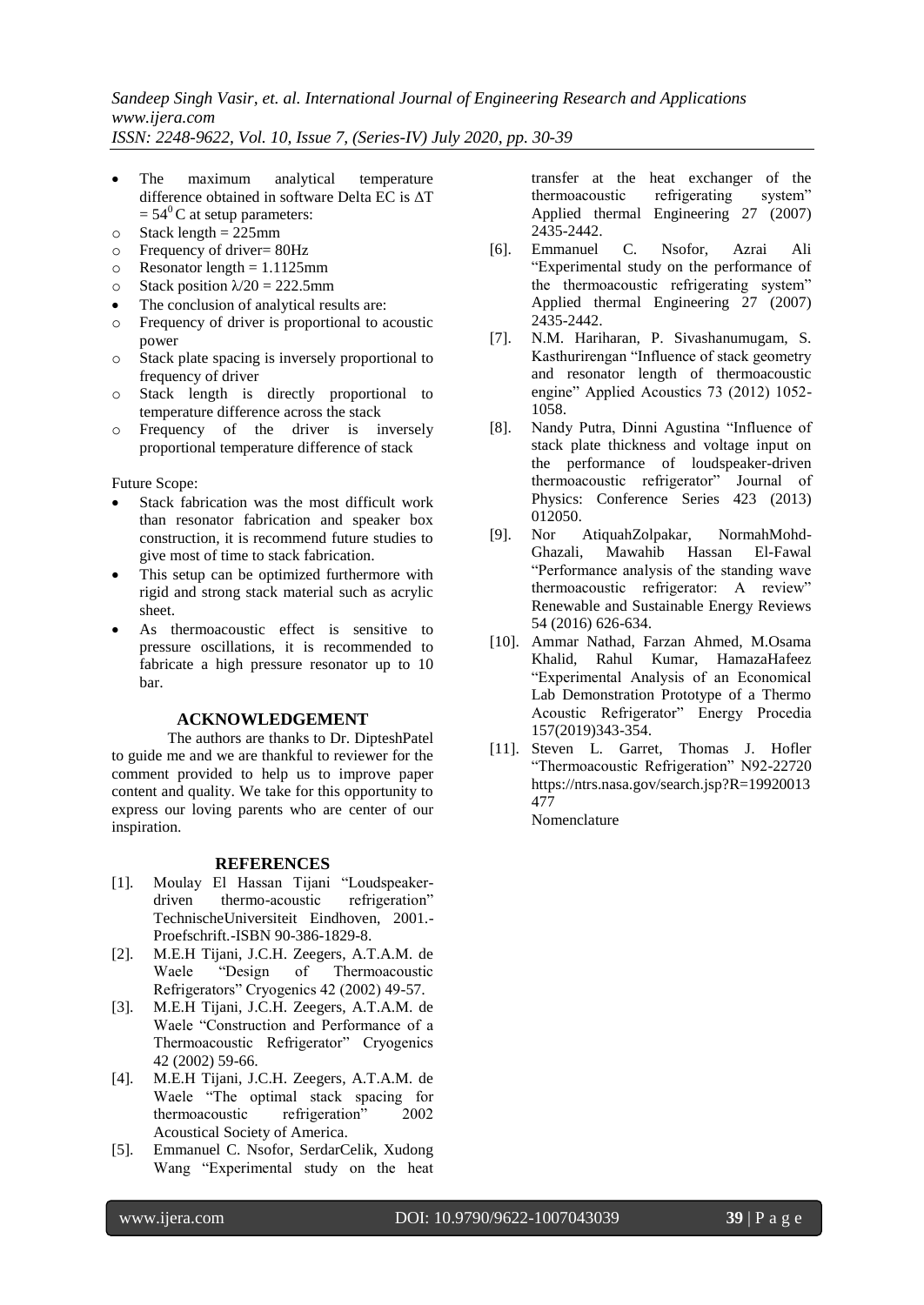- The maximum analytical temperature difference obtained in software Delta EC is $\Delta T = 54^0C$ at setup parameters:
  - Stack length = 225mm
  - Frequency of driver= 80Hz
  - Resonator length = 1.1125mm
  - Stack position $\lambda/20$ = 222.5mm
- The conclusion of analytical results are:
  - Frequency of driver is proportional to acoustic power
  - Stack plate spacing is inversely proportional to frequency of driver
  - Stack length is directly proportional to temperature difference across the stack
  - Frequency of the driver is inversely proportional temperature difference of stack

Future Scope:

- Stack fabrication was the most difficult work than resonator fabrication and speaker box construction, it is recommend future studies to give most of time to stack fabrication.
- This setup can be optimized furthermore with rigid and strong stack material such as acrylic sheet.
- As thermoacoustic effect is sensitive to pressure oscillations, it is recommended to fabricate a high pressure resonator up to 10 bar.

## ACKNOWLEDGEMENT

The authors are thanks to Dr. DipteshPatel to guide me and we are thankful to reviewer for the comment provided to help us to improve paper content and quality. We take for this opportunity to express our loving parents who are center of our inspiration.

## REFERENCES

[1]. Moulay El Hassan Tijani "Loudspeaker-driven thermo-acoustic refrigeration" TechnischeUniversiteit Eindhoven, 2001.-Proefschrift.-ISBN 90-386-1829-8.

[2]. M.E.H Tijani, J.C.H. Zeegers, A.T.A.M. de Waele "Design of Thermoacoustic Refrigerators" Cryogenics 42 (2002) 49-57.

[3]. M.E.H Tijani, J.C.H. Zeegers, A.T.A.M. de Waele "Construction and Performance of a Thermoacoustic Refrigerator" Cryogenics 42 (2002) 59-66.

[4]. M.E.H Tijani, J.C.H. Zeegers, A.T.A.M. de Waele "The optimal stack spacing for thermoacoustic refrigeration" 2002 Acoustical Society of America.

[5]. Emmanuel C. Nsofor, SerdarCelik, Xudong Wang "Experimental study on the heat transfer at the heat exchanger of the thermoacoustic refrigerating system" Applied thermal Engineering 27 (2007) 2435-2442.

[6]. Emmanuel C. Nsofor, Azrai Ali "Experimental study on the performance of the thermoacoustic refrigerating system" Applied thermal Engineering 27 (2007) 2435-2442.

[7]. N.M. Hariharan, P. Sivashanumugam, S. Kasthurirengan "Influence of stack geometry and resonator length of thermoacoustic engine" Applied Acoustics 73 (2012) 1052-1058.

[8]. Nandy Putra, Dinni Agustina "Influence of stack plate thickness and voltage input on the performance of loudspeaker-driven thermoacoustic refrigerator" Journal of Physics: Conference Series 423 (2013) 012050.

[9]. Nor AtiquahZolpakar, NormahMohd-Ghazali, Mawahib Hassan El-Fawal "Performance analysis of the standing wave thermoacoustic refrigerator: A review" Renewable and Sustainable Energy Reviews 54 (2016) 626-634.

[10]. Ammar Nathad, Farzan Ahmed, M.Osama Khalid, Rahul Kumar, HamazaHafeez "Experimental Analysis of an Economical Lab Demonstration Prototype of a Thermo Acoustic Refrigerator" Energy Procedia 157(2019)343-354.

[11]. Steven L. Garret, Thomas J. Hofler "Thermoacoustic Refrigeration" N92-22720 https://ntrs.nasa.gov/search.jsp?R=19920013477

Nomenclature